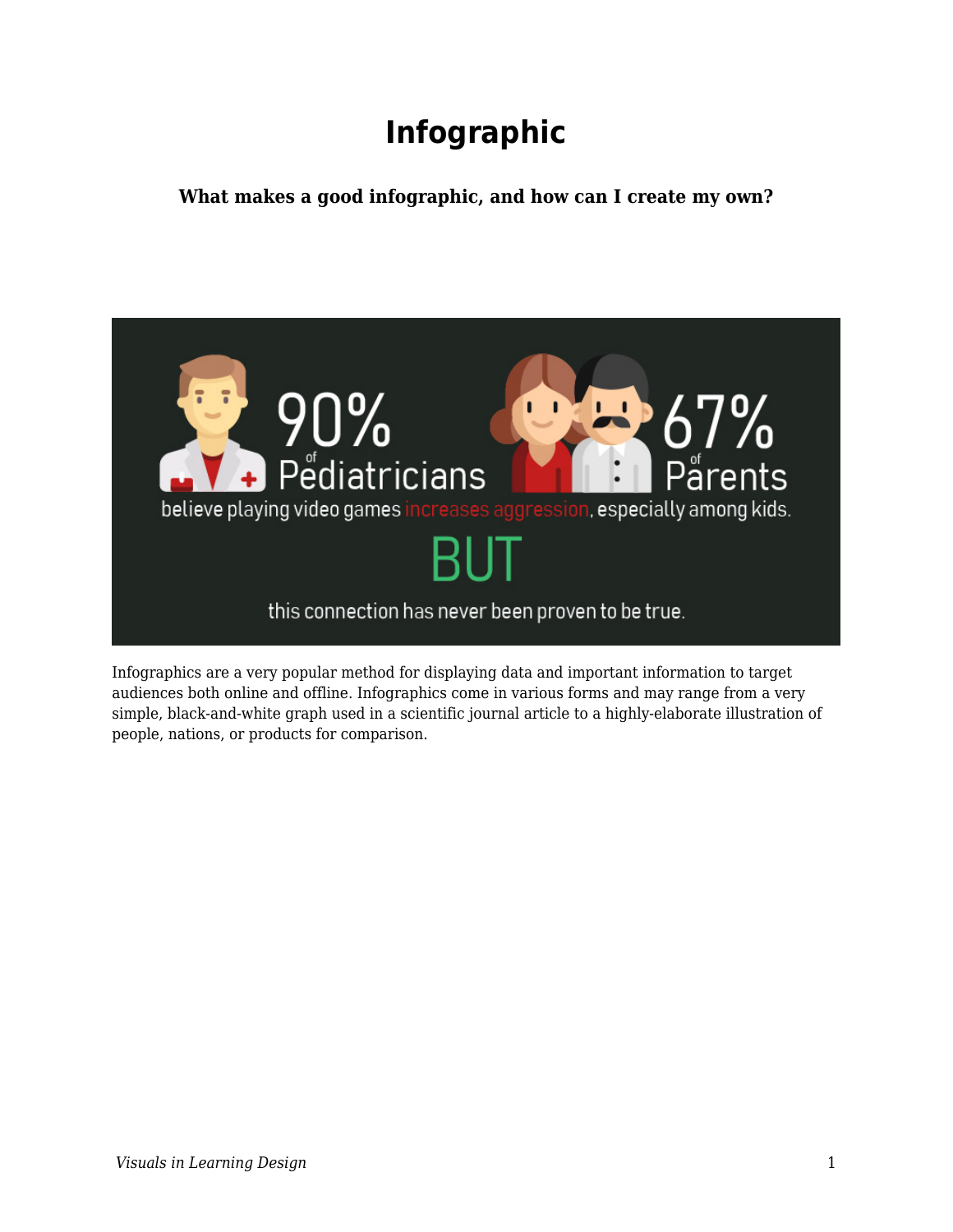# Infographic

**What makes a good infographic, and how can I create my own?**

Infographics are a very popular method for displaying data and important information to target audiences both online and offline. Infographics come in various forms and may range from a very simple, black-and-white graph used in a scientific journal article to a highly-elaborate illustration of people, nations, or products for comparison.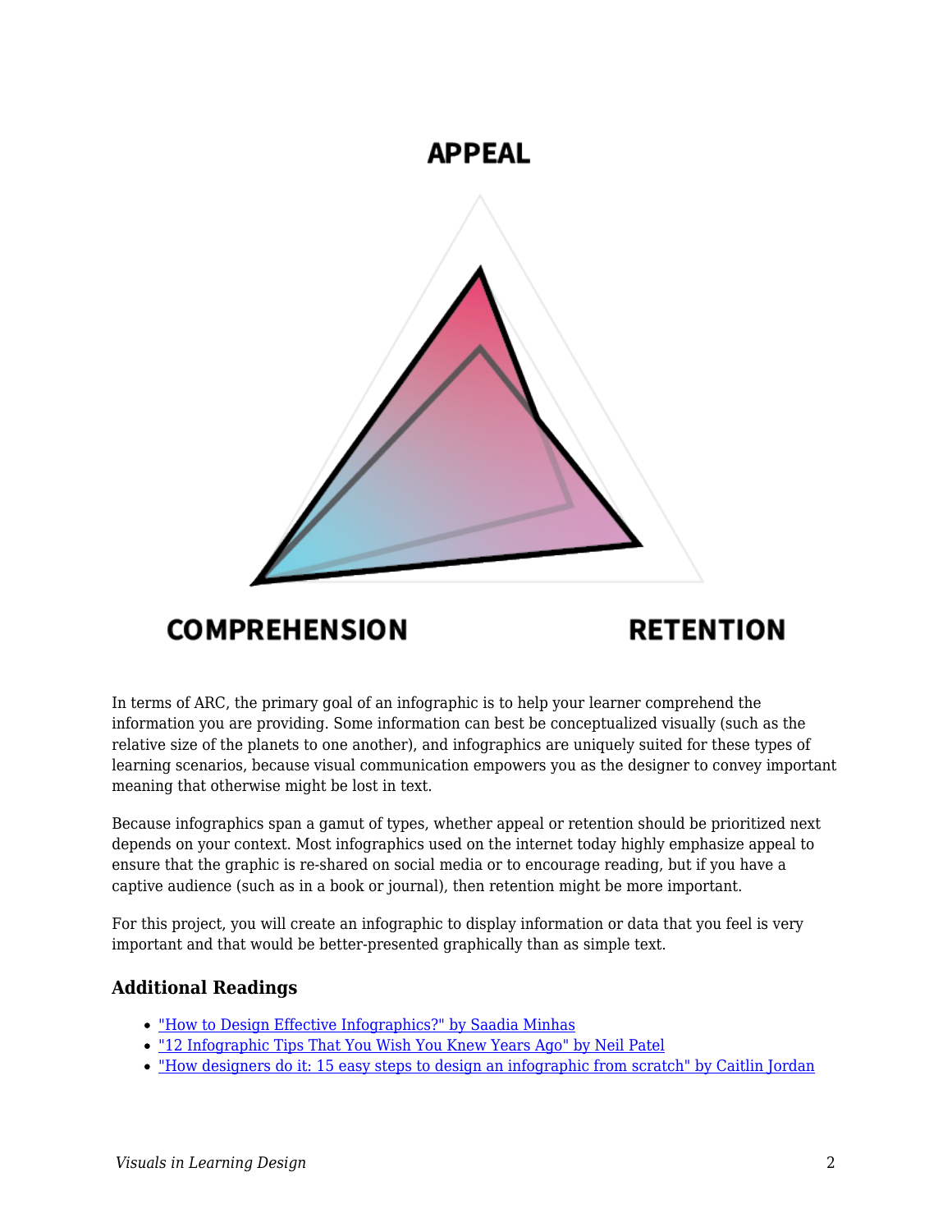APPEAL

COMPREHENSION

RETENTION

In terms of ARC, the primary goal of an infographic is to help your learner comprehend the information you are providing. Some information can best be conceptualized visually (such as the relative size of the planets to one another), and infographics are uniquely suited for these types of learning scenarios, because visual communication empowers you as the designer to convey important meaning that otherwise might be lost in text.

Because infographics span a gamut of types, whether appeal or retention should be prioritized next depends on your context. Most infographics used on the internet today highly emphasize appeal to ensure that the graphic is re-shared on social media or to encourage reading, but if you have a captive audience (such as in a book or journal), then retention might be more important.

For this project, you will create an infographic to display information or data that you feel is very important and that would be better-presented graphically than as simple text.

### Additional Readings

- "How to Design Effective Infographics?" by Saadia Minhas
- "12 Infographic Tips That You Wish You Knew Years Ago" by Neil Patel
- "How designers do it: 15 easy steps to design an infographic from scratch" by Caitlin Jordan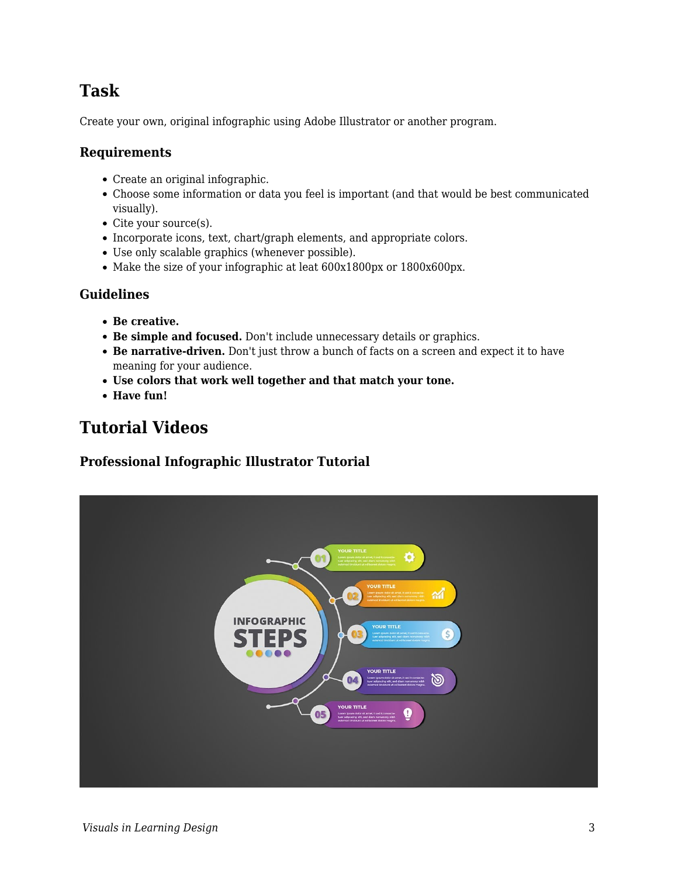## Task

Create your own, original infographic using Adobe Illustrator or another program.

### Requirements

- Create an original infographic.
- Choose some information or data you feel is important (and that would be best communicated visually).
- Cite your source(s).
- Incorporate icons, text, chart/graph elements, and appropriate colors.
- Use only scalable graphics (whenever possible).
- Make the size of your infographic at leat 600x1800px or 1800x600px.

### Guidelines

- **Be creative.**
- **Be simple and focused.** Don't include unnecessary details or graphics.
- **Be narrative-driven.** Don't just throw a bunch of facts on a screen and expect it to have meaning for your audience.
- **Use colors that work well together and that match your tone.**
- **Have fun!**

## Tutorial Videos

### Professional Infographic Illustrator Tutorial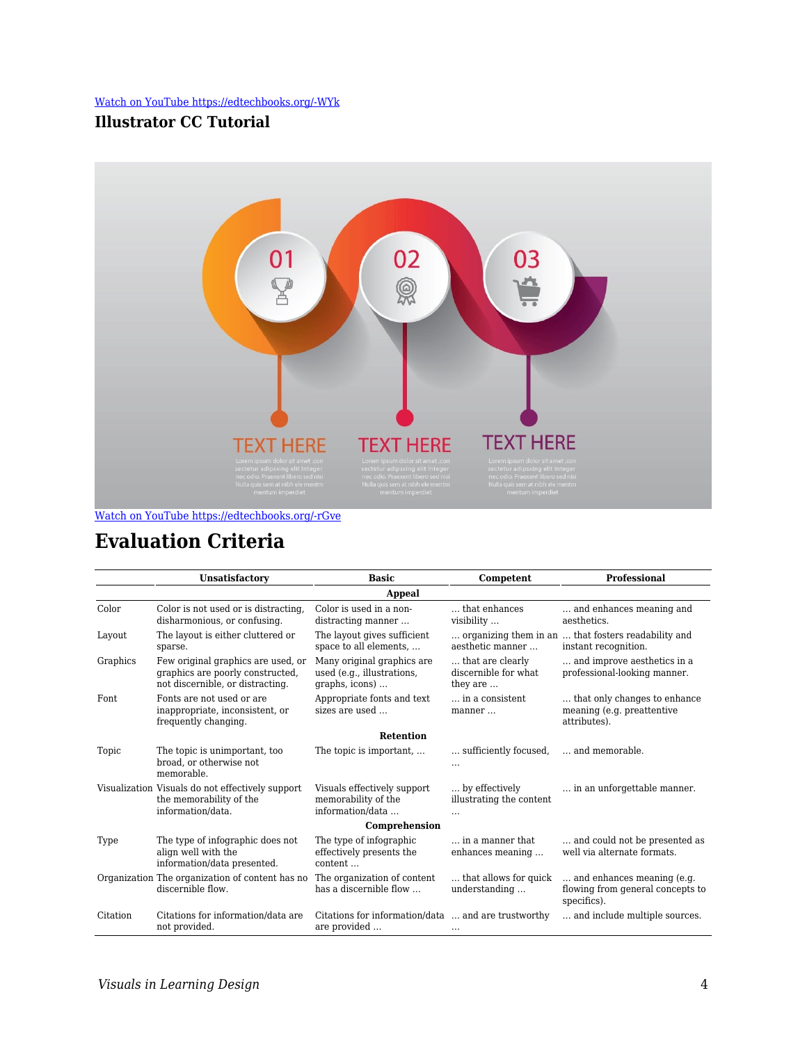[Watch on YouTube https://edtechbooks.org/-WYk](https://edtechbooks.org/-WYk)

### Illustrator CC Tutorial

[Watch on YouTube https://edtechbooks.org/-rGve](https://edtechbooks.org/-rGve)

## Evaluation Criteria

| | Unsatisfactory | Basic | Competent | Professional |
|---|---|---|---|---|
| | | **Appeal** | | |
| Color | Color is not used or is distracting, disharmonious, or confusing. | Color is used in a non-distracting manner … | … that enhances visibility … | … and enhances meaning and aesthetics. |
| Layout | The layout is either cluttered or sparse. | The layout gives sufficient space to all elements, … | … organizing them in an aesthetic manner … | … that fosters readability and instant recognition. |
| Graphics | Few original graphics are used, or graphics are poorly constructed, not discernible, or distracting. | Many original graphics are used (e.g., illustrations, graphs, icons) … | … that are clearly discernible for what they are … | … and improve aesthetics in a professional-looking manner. |
| Font | Fonts are not used or are inappropriate, inconsistent, or frequently changing. | Appropriate fonts and text sizes are used … | … in a consistent manner … | … that only changes to enhance meaning (e.g. preattentive attributes). |
| | | **Retention** | | |
| Topic | The topic is unimportant, too broad, or otherwise not memorable. | The topic is important, … | … sufficiently focused, … | … and memorable. |
| Visualization | Visuals do not effectively support the memorability of the information/data. | Visuals effectively support memorability of the information/data … | … by effectively illustrating the content … | … in an unforgettable manner. |
| | | **Comprehension** | | |
| Type | The type of infographic does not align well with the information/data presented. | The type of infographic effectively presents the content … | … in a manner that enhances meaning … | … and could not be presented as well via alternate formats. |
| Organization | The organization of content has no discernible flow. | The organization of content has a discernible flow … | … that allows for quick understanding … | … and enhances meaning (e.g. flowing from general concepts to specifics). |
| Citation | Citations for information/data are not provided. | Citations for information/data are provided … | … and are trustworthy … | … and include multiple sources. |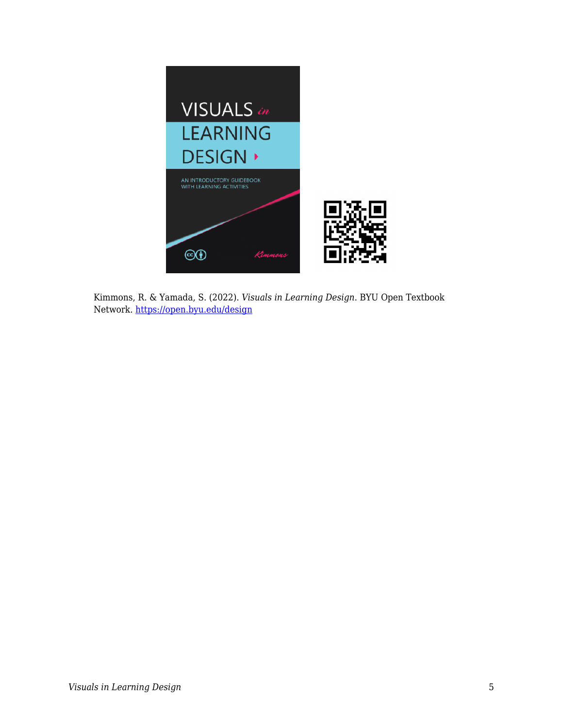Kimmons, R. & Yamada, S. (2022). *Visuals in Learning Design*. BYU Open Textbook Network. https://open.byu.edu/design